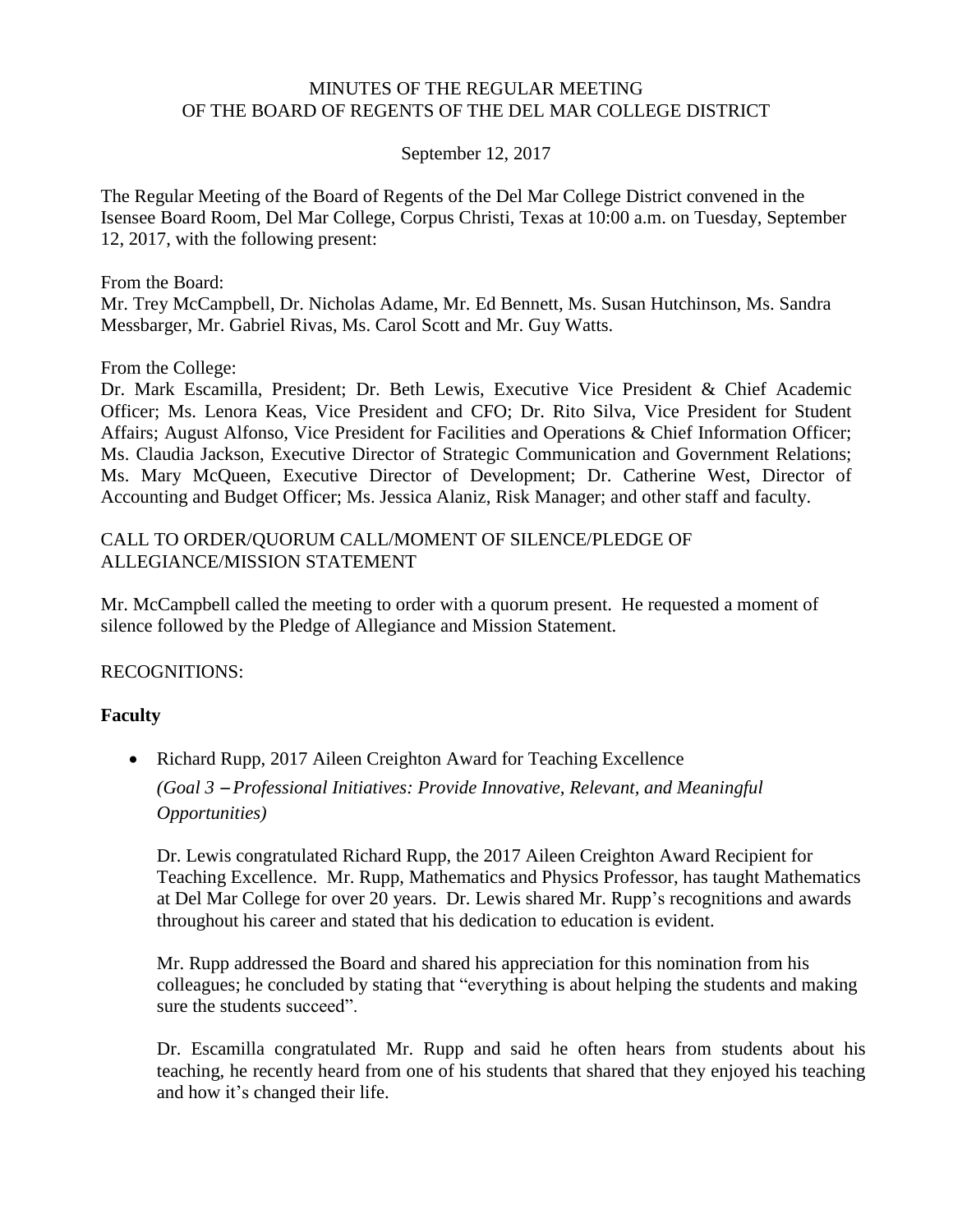# MINUTES OF THE REGULAR MEETING OF THE BOARD OF REGENTS OF THE DEL MAR COLLEGE DISTRICT

September 12, 2017

The Regular Meeting of the Board of Regents of the Del Mar College District convened in the Isensee Board Room, Del Mar College, Corpus Christi, Texas at 10:00 a.m. on Tuesday, September 12, 2017, with the following present:

From the Board:
Mr. Trey McCampbell, Dr. Nicholas Adame, Mr. Ed Bennett, Ms. Susan Hutchinson, Ms. Sandra Messbarger, Mr. Gabriel Rivas, Ms. Carol Scott and Mr. Guy Watts.

From the College:
Dr. Mark Escamilla, President; Dr. Beth Lewis, Executive Vice President & Chief Academic Officer; Ms. Lenora Keas, Vice President and CFO; Dr. Rito Silva, Vice President for Student Affairs; August Alfonso, Vice President for Facilities and Operations & Chief Information Officer; Ms. Claudia Jackson, Executive Director of Strategic Communication and Government Relations; Ms. Mary McQueen, Executive Director of Development; Dr. Catherine West, Director of Accounting and Budget Officer; Ms. Jessica Alaniz, Risk Manager; and other staff and faculty.

## CALL TO ORDER/QUORUM CALL/MOMENT OF SILENCE/PLEDGE OF ALLEGIANCE/MISSION STATEMENT

Mr. McCampbell called the meeting to order with a quorum present. He requested a moment of silence followed by the Pledge of Allegiance and Mission Statement.

## RECOGNITIONS:

### Faculty

- Richard Rupp, 2017 Aileen Creighton Award for Teaching Excellence

  *(Goal 3 – Professional Initiatives: Provide Innovative, Relevant, and Meaningful Opportunities)*

  Dr. Lewis congratulated Richard Rupp, the 2017 Aileen Creighton Award Recipient for Teaching Excellence. Mr. Rupp, Mathematics and Physics Professor, has taught Mathematics at Del Mar College for over 20 years. Dr. Lewis shared Mr. Rupp's recognitions and awards throughout his career and stated that his dedication to education is evident.

  Mr. Rupp addressed the Board and shared his appreciation for this nomination from his colleagues; he concluded by stating that "everything is about helping the students and making sure the students succeed".

  Dr. Escamilla congratulated Mr. Rupp and said he often hears from students about his teaching, he recently heard from one of his students that shared that they enjoyed his teaching and how it's changed their life.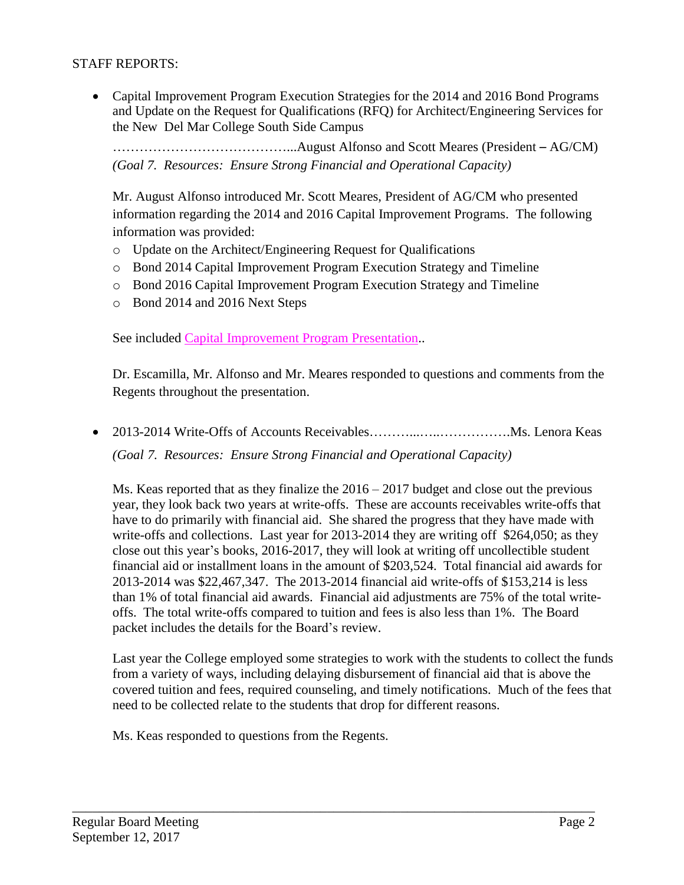STAFF REPORTS:

- Capital Improvement Program Execution Strategies for the 2014 and 2016 Bond Programs and Update on the Request for Qualifications (RFQ) for Architect/Engineering Services for the New Del Mar College South Side Campus

  …………………………………...August Alfonso and Scott Meares (President – AG/CM)
  *(Goal 7. Resources: Ensure Strong Financial and Operational Capacity)*

  Mr. August Alfonso introduced Mr. Scott Meares, President of AG/CM who presented information regarding the 2014 and 2016 Capital Improvement Programs. The following information was provided:

  - Update on the Architect/Engineering Request for Qualifications
  - Bond 2014 Capital Improvement Program Execution Strategy and Timeline
  - Bond 2016 Capital Improvement Program Execution Strategy and Timeline
  - Bond 2014 and 2016 Next Steps

  See included Capital Improvement Program Presentation..

  Dr. Escamilla, Mr. Alfonso and Mr. Meares responded to questions and comments from the Regents throughout the presentation.

- 2013-2014 Write-Offs of Accounts Receivables………...…..…………….Ms. Lenora Keas

  *(Goal 7. Resources: Ensure Strong Financial and Operational Capacity)*

  Ms. Keas reported that as they finalize the 2016 – 2017 budget and close out the previous year, they look back two years at write-offs. These are accounts receivables write-offs that have to do primarily with financial aid. She shared the progress that they have made with write-offs and collections. Last year for 2013-2014 they are writing off $264,050; as they close out this year's books, 2016-2017, they will look at writing off uncollectible student financial aid or installment loans in the amount of $203,524. Total financial aid awards for 2013-2014 was $22,467,347. The 2013-2014 financial aid write-offs of $153,214 is less than 1% of total financial aid awards. Financial aid adjustments are 75% of the total write-offs. The total write-offs compared to tuition and fees is also less than 1%. The Board packet includes the details for the Board's review.

  Last year the College employed some strategies to work with the students to collect the funds from a variety of ways, including delaying disbursement of financial aid that is above the covered tuition and fees, required counseling, and timely notifications. Much of the fees that need to be collected relate to the students that drop for different reasons.

  Ms. Keas responded to questions from the Regents.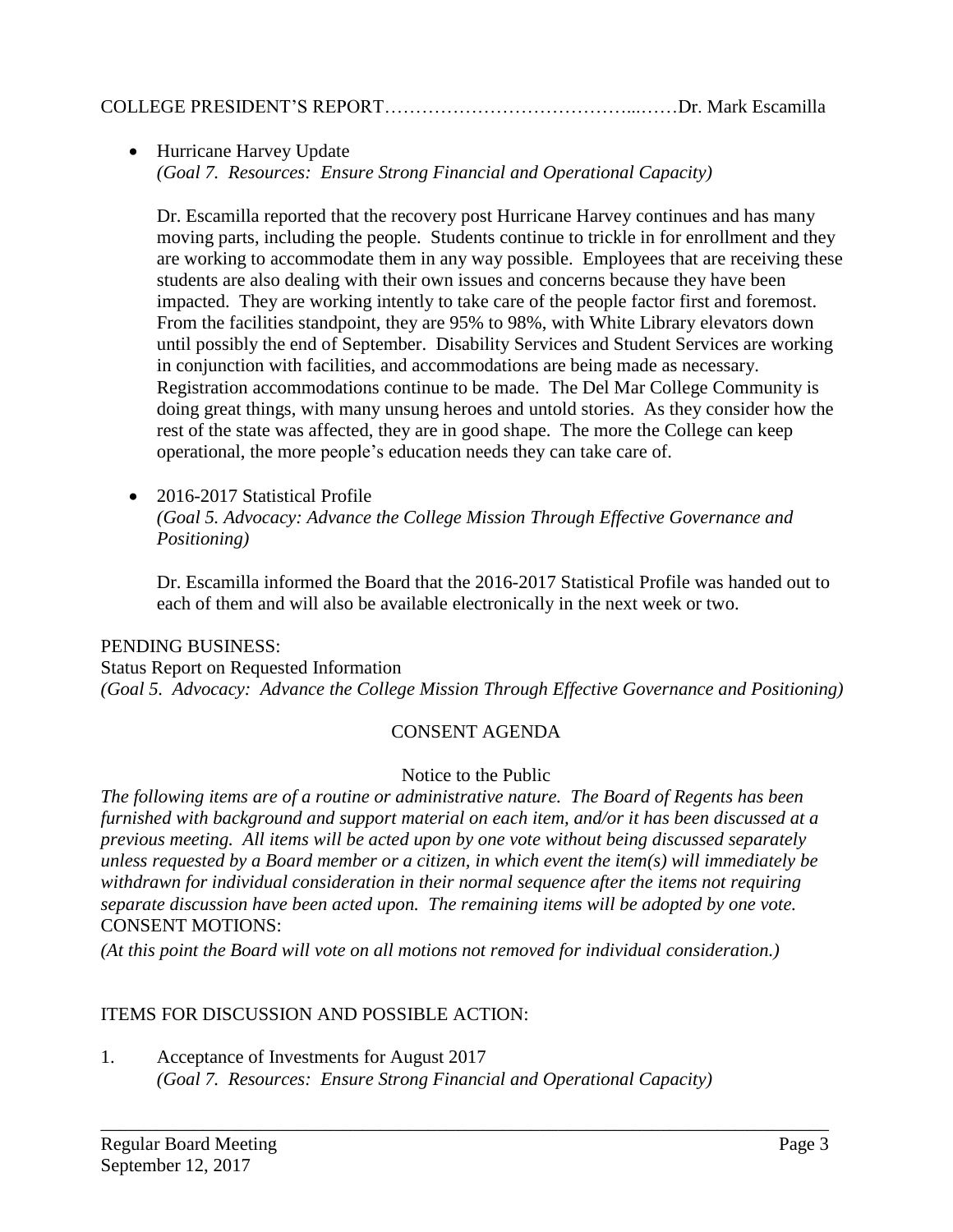COLLEGE PRESIDENT'S REPORT…………………………………...……Dr. Mark Escamilla

- Hurricane Harvey Update
  *(Goal 7. Resources: Ensure Strong Financial and Operational Capacity)*

  Dr. Escamilla reported that the recovery post Hurricane Harvey continues and has many moving parts, including the people. Students continue to trickle in for enrollment and they are working to accommodate them in any way possible. Employees that are receiving these students are also dealing with their own issues and concerns because they have been impacted. They are working intently to take care of the people factor first and foremost. From the facilities standpoint, they are 95% to 98%, with White Library elevators down until possibly the end of September. Disability Services and Student Services are working in conjunction with facilities, and accommodations are being made as necessary. Registration accommodations continue to be made. The Del Mar College Community is doing great things, with many unsung heroes and untold stories. As they consider how the rest of the state was affected, they are in good shape. The more the College can keep operational, the more people's education needs they can take care of.

- 2016-2017 Statistical Profile
  *(Goal 5. Advocacy: Advance the College Mission Through Effective Governance and Positioning)*

  Dr. Escamilla informed the Board that the 2016-2017 Statistical Profile was handed out to each of them and will also be available electronically in the next week or two.

PENDING BUSINESS:
Status Report on Requested Information
*(Goal 5. Advocacy: Advance the College Mission Through Effective Governance and Positioning)*

## CONSENT AGENDA

Notice to the Public

*The following items are of a routine or administrative nature. The Board of Regents has been furnished with background and support material on each item, and/or it has been discussed at a previous meeting. All items will be acted upon by one vote without being discussed separately unless requested by a Board member or a citizen, in which event the item(s) will immediately be withdrawn for individual consideration in their normal sequence after the items not requiring separate discussion have been acted upon. The remaining items will be adopted by one vote.*

CONSENT MOTIONS:

*(At this point the Board will vote on all motions not removed for individual consideration.)*

ITEMS FOR DISCUSSION AND POSSIBLE ACTION:

1. Acceptance of Investments for August 2017
   *(Goal 7. Resources: Ensure Strong Financial and Operational Capacity)*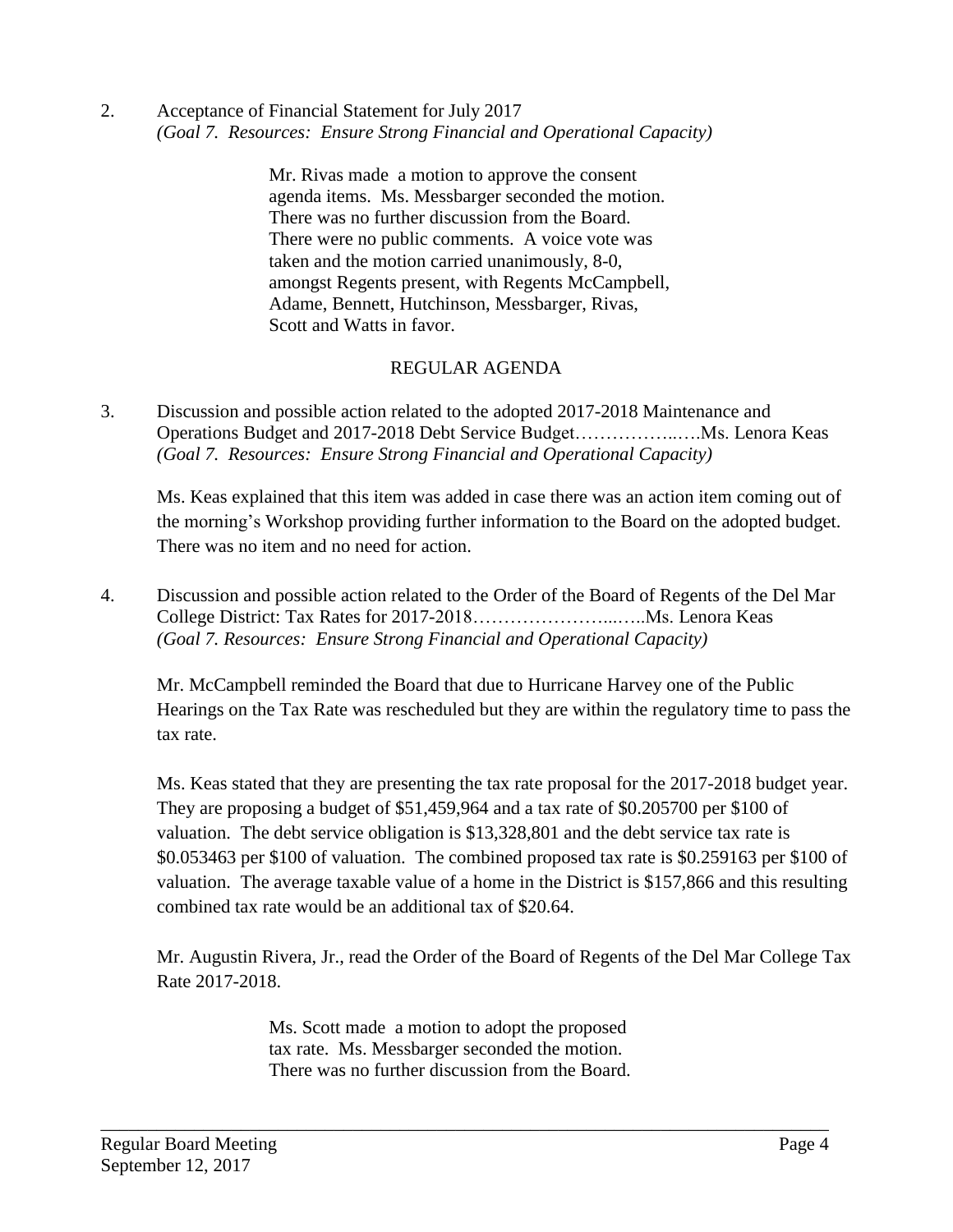2. Acceptance of Financial Statement for July 2017
*(Goal 7. Resources: Ensure Strong Financial and Operational Capacity)*

> Mr. Rivas made a motion to approve the consent agenda items. Ms. Messbarger seconded the motion. There was no further discussion from the Board. There were no public comments. A voice vote was taken and the motion carried unanimously, 8-0, amongst Regents present, with Regents McCampbell, Adame, Bennett, Hutchinson, Messbarger, Rivas, Scott and Watts in favor.

## REGULAR AGENDA

3. Discussion and possible action related to the adopted 2017-2018 Maintenance and Operations Budget and 2017-2018 Debt Service Budget……………..….Ms. Lenora Keas
*(Goal 7. Resources: Ensure Strong Financial and Operational Capacity)*

Ms. Keas explained that this item was added in case there was an action item coming out of the morning's Workshop providing further information to the Board on the adopted budget. There was no item and no need for action.

4. Discussion and possible action related to the Order of the Board of Regents of the Del Mar College District: Tax Rates for 2017-2018…………………...…..Ms. Lenora Keas
*(Goal 7. Resources: Ensure Strong Financial and Operational Capacity)*

Mr. McCampbell reminded the Board that due to Hurricane Harvey one of the Public Hearings on the Tax Rate was rescheduled but they are within the regulatory time to pass the tax rate.

Ms. Keas stated that they are presenting the tax rate proposal for the 2017-2018 budget year. They are proposing a budget of $51,459,964 and a tax rate of $0.205700 per $100 of valuation. The debt service obligation is $13,328,801 and the debt service tax rate is $0.053463 per $100 of valuation. The combined proposed tax rate is $0.259163 per $100 of valuation. The average taxable value of a home in the District is $157,866 and this resulting combined tax rate would be an additional tax of $20.64.

Mr. Augustin Rivera, Jr., read the Order of the Board of Regents of the Del Mar College Tax Rate 2017-2018.

> Ms. Scott made a motion to adopt the proposed tax rate. Ms. Messbarger seconded the motion. There was no further discussion from the Board.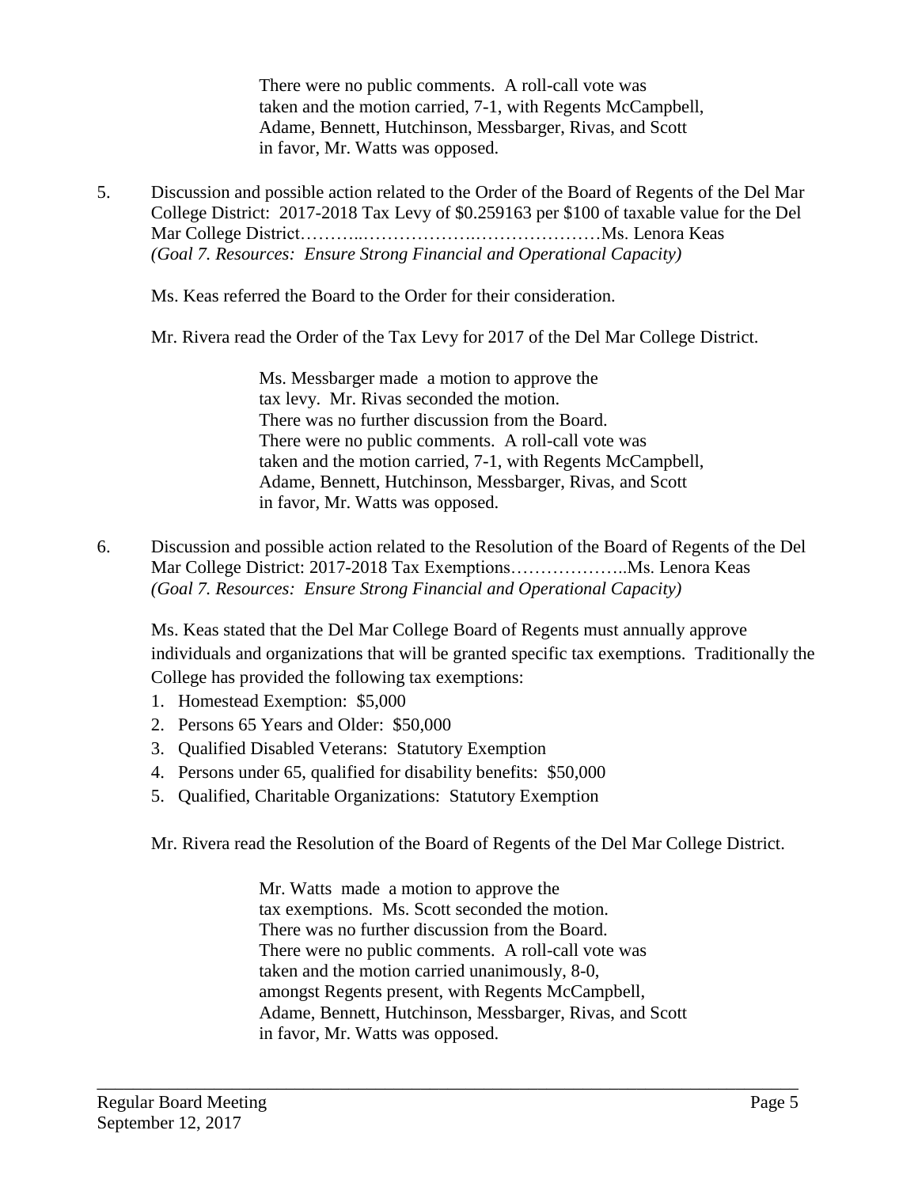There were no public comments. A roll-call vote was taken and the motion carried, 7-1, with Regents McCampbell, Adame, Bennett, Hutchinson, Messbarger, Rivas, and Scott in favor, Mr. Watts was opposed.

5. Discussion and possible action related to the Order of the Board of Regents of the Del Mar College District: 2017-2018 Tax Levy of $0.259163 per $100 of taxable value for the Del Mar College District………..……………….…………………Ms. Lenora Keas
   *(Goal 7. Resources: Ensure Strong Financial and Operational Capacity)*

   Ms. Keas referred the Board to the Order for their consideration.

   Mr. Rivera read the Order of the Tax Levy for 2017 of the Del Mar College District.

   > Ms. Messbarger made a motion to approve the tax levy. Mr. Rivas seconded the motion. There was no further discussion from the Board. There were no public comments. A roll-call vote was taken and the motion carried, 7-1, with Regents McCampbell, Adame, Bennett, Hutchinson, Messbarger, Rivas, and Scott in favor, Mr. Watts was opposed.

6. Discussion and possible action related to the Resolution of the Board of Regents of the Del Mar College District: 2017-2018 Tax Exemptions………………..Ms. Lenora Keas
   *(Goal 7. Resources: Ensure Strong Financial and Operational Capacity)*

   Ms. Keas stated that the Del Mar College Board of Regents must annually approve individuals and organizations that will be granted specific tax exemptions. Traditionally the College has provided the following tax exemptions:

   1. Homestead Exemption: $5,000
   2. Persons 65 Years and Older: $50,000
   3. Qualified Disabled Veterans: Statutory Exemption
   4. Persons under 65, qualified for disability benefits: $50,000
   5. Qualified, Charitable Organizations: Statutory Exemption

   Mr. Rivera read the Resolution of the Board of Regents of the Del Mar College District.

   > Mr. Watts made a motion to approve the tax exemptions. Ms. Scott seconded the motion. There was no further discussion from the Board. There were no public comments. A roll-call vote was taken and the motion carried unanimously, 8-0, amongst Regents present, with Regents McCampbell, Adame, Bennett, Hutchinson, Messbarger, Rivas, and Scott in favor, Mr. Watts was opposed.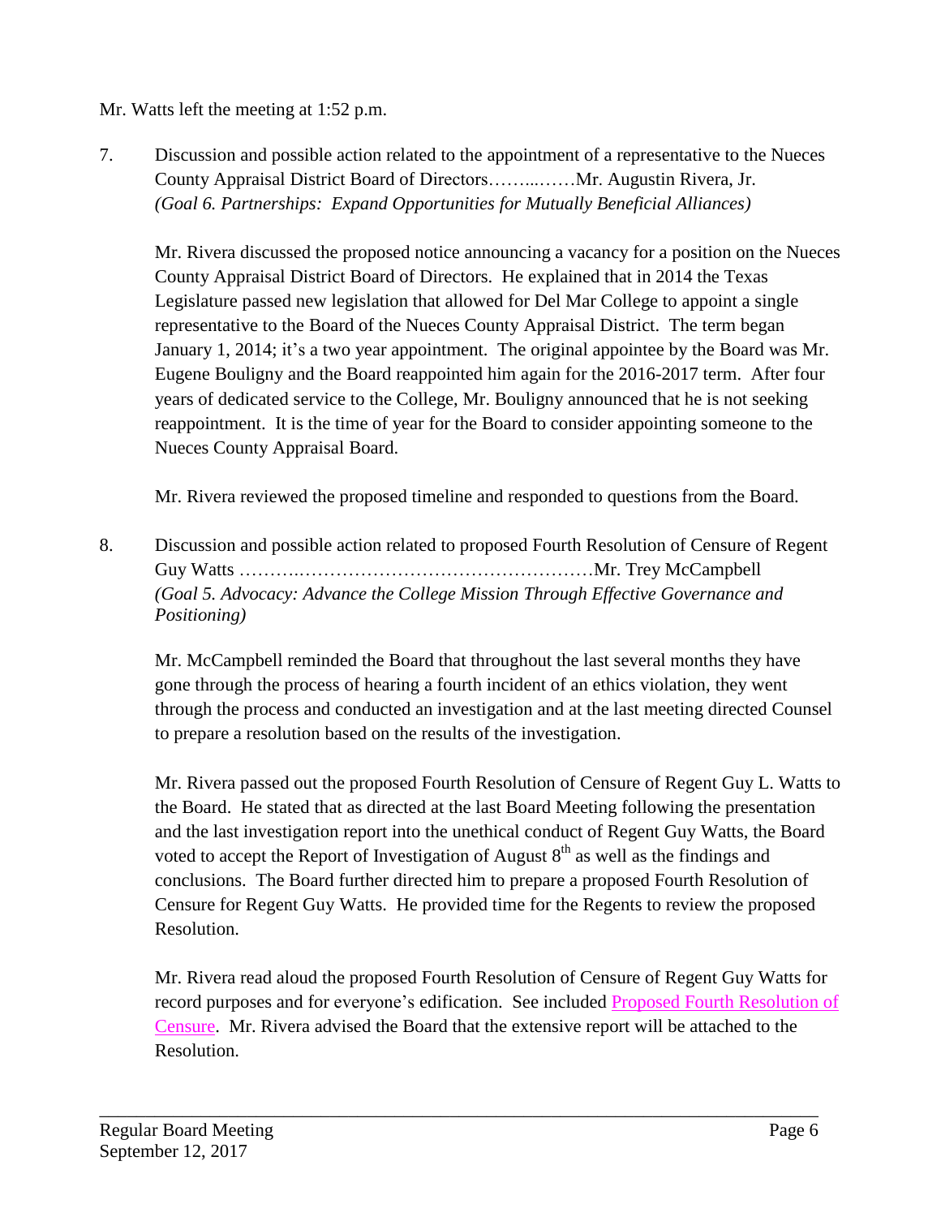Mr. Watts left the meeting at 1:52 p.m.

7. Discussion and possible action related to the appointment of a representative to the Nueces County Appraisal District Board of Directors……..……Mr. Augustin Rivera, Jr.
   *(Goal 6. Partnerships: Expand Opportunities for Mutually Beneficial Alliances)*

   Mr. Rivera discussed the proposed notice announcing a vacancy for a position on the Nueces County Appraisal District Board of Directors. He explained that in 2014 the Texas Legislature passed new legislation that allowed for Del Mar College to appoint a single representative to the Board of the Nueces County Appraisal District. The term began January 1, 2014; it's a two year appointment. The original appointee by the Board was Mr. Eugene Bouligny and the Board reappointed him again for the 2016-2017 term. After four years of dedicated service to the College, Mr. Bouligny announced that he is not seeking reappointment. It is the time of year for the Board to consider appointing someone to the Nueces County Appraisal Board.

   Mr. Rivera reviewed the proposed timeline and responded to questions from the Board.

8. Discussion and possible action related to proposed Fourth Resolution of Censure of Regent Guy Watts ……….……………………………………………Mr. Trey McCampbell
   *(Goal 5. Advocacy: Advance the College Mission Through Effective Governance and Positioning)*

   Mr. McCampbell reminded the Board that throughout the last several months they have gone through the process of hearing a fourth incident of an ethics violation, they went through the process and conducted an investigation and at the last meeting directed Counsel to prepare a resolution based on the results of the investigation.

   Mr. Rivera passed out the proposed Fourth Resolution of Censure of Regent Guy L. Watts to the Board. He stated that as directed at the last Board Meeting following the presentation and the last investigation report into the unethical conduct of Regent Guy Watts, the Board voted to accept the Report of Investigation of August 8th as well as the findings and conclusions. The Board further directed him to prepare a proposed Fourth Resolution of Censure for Regent Guy Watts. He provided time for the Regents to review the proposed Resolution.

   Mr. Rivera read aloud the proposed Fourth Resolution of Censure of Regent Guy Watts for record purposes and for everyone's edification. See included Proposed Fourth Resolution of Censure. Mr. Rivera advised the Board that the extensive report will be attached to the Resolution.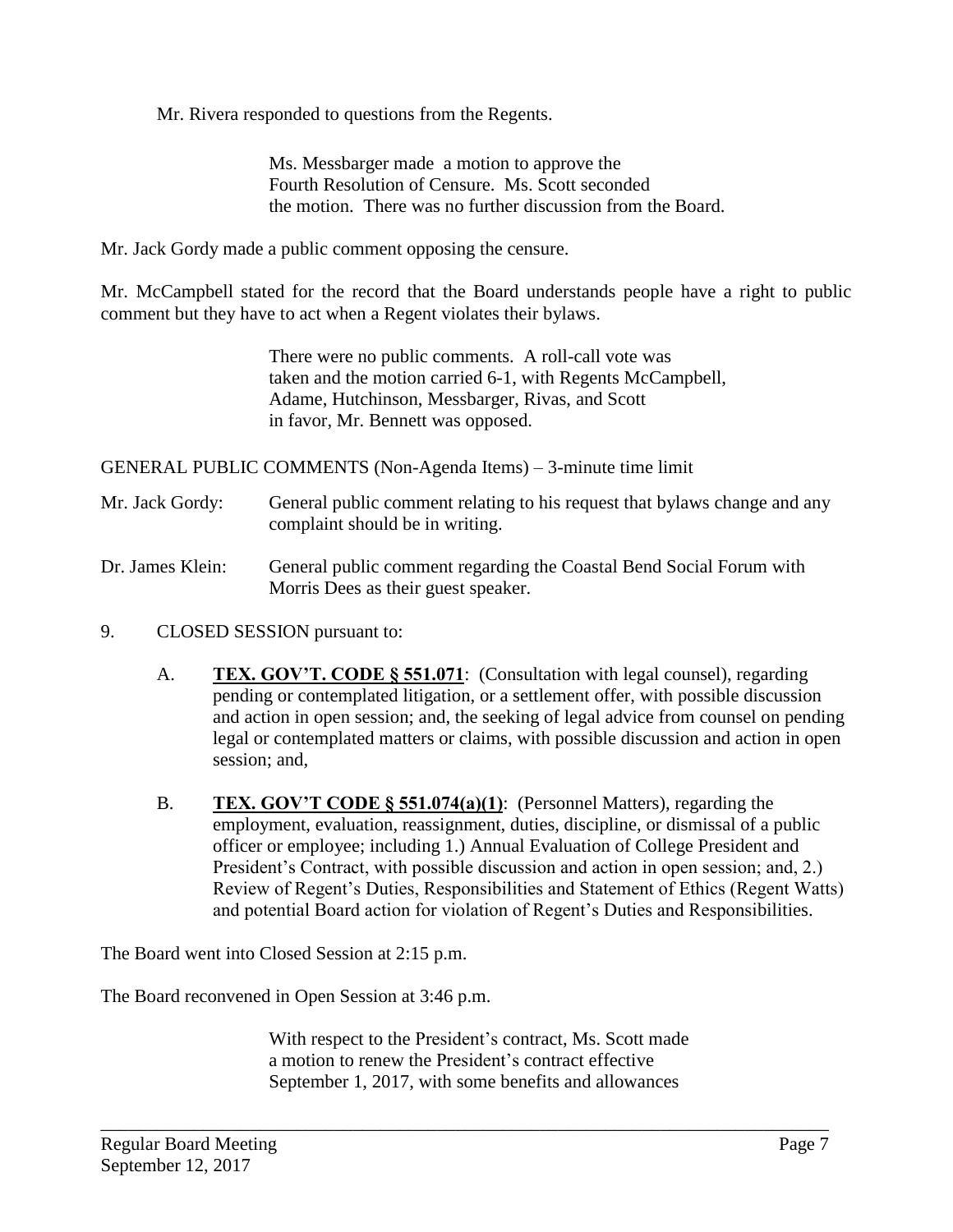Mr. Rivera responded to questions from the Regents.

> Ms. Messbarger made a motion to approve the Fourth Resolution of Censure. Ms. Scott seconded the motion. There was no further discussion from the Board.

Mr. Jack Gordy made a public comment opposing the censure.

Mr. McCampbell stated for the record that the Board understands people have a right to public comment but they have to act when a Regent violates their bylaws.

> There were no public comments. A roll-call vote was taken and the motion carried 6-1, with Regents McCampbell, Adame, Hutchinson, Messbarger, Rivas, and Scott in favor, Mr. Bennett was opposed.

GENERAL PUBLIC COMMENTS (Non-Agenda Items) – 3-minute time limit

Mr. Jack Gordy: General public comment relating to his request that bylaws change and any complaint should be in writing.

Dr. James Klein: General public comment regarding the Coastal Bend Social Forum with Morris Dees as their guest speaker.

9. CLOSED SESSION pursuant to:

   A. **TEX. GOV'T. CODE § 551.071**: (Consultation with legal counsel), regarding pending or contemplated litigation, or a settlement offer, with possible discussion and action in open session; and, the seeking of legal advice from counsel on pending legal or contemplated matters or claims, with possible discussion and action in open session; and,

   B. **TEX. GOV'T CODE § 551.074(a)(1)**: (Personnel Matters), regarding the employment, evaluation, reassignment, duties, discipline, or dismissal of a public officer or employee; including 1.) Annual Evaluation of College President and President's Contract, with possible discussion and action in open session; and, 2.) Review of Regent's Duties, Responsibilities and Statement of Ethics (Regent Watts) and potential Board action for violation of Regent's Duties and Responsibilities.

The Board went into Closed Session at 2:15 p.m.

The Board reconvened in Open Session at 3:46 p.m.

> With respect to the President's contract, Ms. Scott made a motion to renew the President's contract effective September 1, 2017, with some benefits and allowances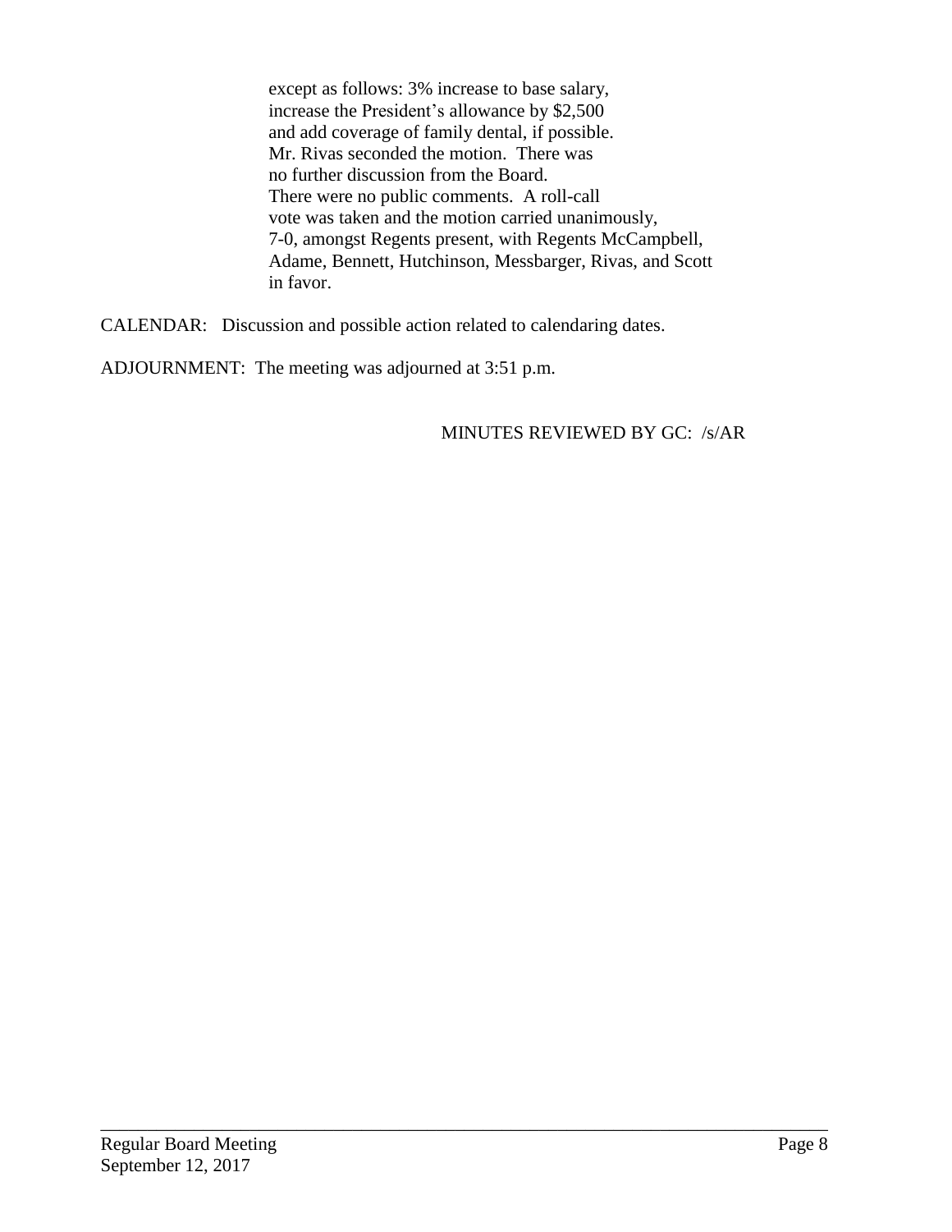except as follows: 3% increase to base salary, increase the President's allowance by $2,500 and add coverage of family dental, if possible. Mr. Rivas seconded the motion. There was no further discussion from the Board. There were no public comments. A roll-call vote was taken and the motion carried unanimously, 7-0, amongst Regents present, with Regents McCampbell, Adame, Bennett, Hutchinson, Messbarger, Rivas, and Scott in favor.

CALENDAR: Discussion and possible action related to calendaring dates.

ADJOURNMENT: The meeting was adjourned at 3:51 p.m.

MINUTES REVIEWED BY GC: /s/AR